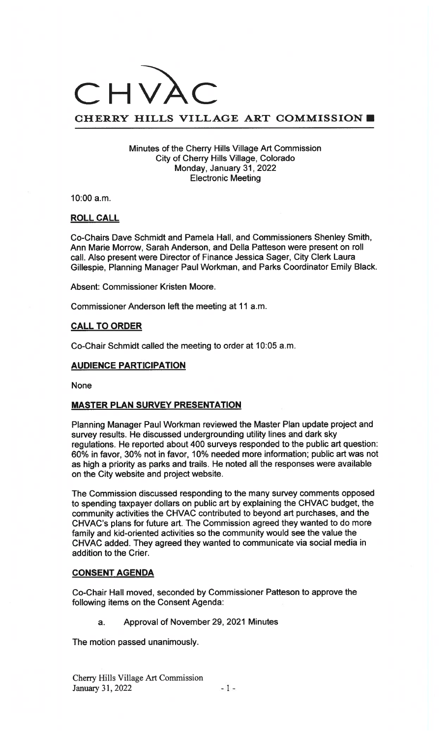# CHVAC

## CHERRY HILLS VILLAGE ART COMMISSION

Minutes of the Cherry Hills Village Art Commission
City of Cherry Hills Village, Colorado
Monday, January 31, 2022
Electronic Meeting

10:00 a.m.

**ROLL CALL**

Co-Chairs Dave Schmidt and Pamela Hall, and Commissioners Shenley Smith, Ann Marie Morrow, Sarah Anderson, and Della Patteson were present on roll call. Also present were Director of Finance Jessica Sager, City Clerk Laura Gillespie, Planning Manager Paul Workman, and Parks Coordinator Emily Black.

Absent: Commissioner Kristen Moore.

Commissioner Anderson left the meeting at 11 a.m.

**CALL TO ORDER**

Co-Chair Schmidt called the meeting to order at 10:05 a.m.

**AUDIENCE PARTICIPATION**

None

**MASTER PLAN SURVEY PRESENTATION**

Planning Manager Paul Workman reviewed the Master Plan update project and survey results. He discussed undergrounding utility lines and dark sky regulations. He reported about 400 surveys responded to the public art question: 60% in favor, 30% not in favor, 10% needed more information; public art was not as high a priority as parks and trails. He noted all the responses were available on the City website and project website.

The Commission discussed responding to the many survey comments opposed to spending taxpayer dollars on public art by explaining the CHVAC budget, the community activities the CHVAC contributed to beyond art purchases, and the CHVAC's plans for future art. The Commission agreed they wanted to do more family and kid-oriented activities so the community would see the value the CHVAC added. They agreed they wanted to communicate via social media in addition to the Crier.

**CONSENT AGENDA**

Co-Chair Hall moved, seconded by Commissioner Patteson to approve the following items on the Consent Agenda:

a. Approval of November 29, 2021 Minutes

The motion passed unanimously.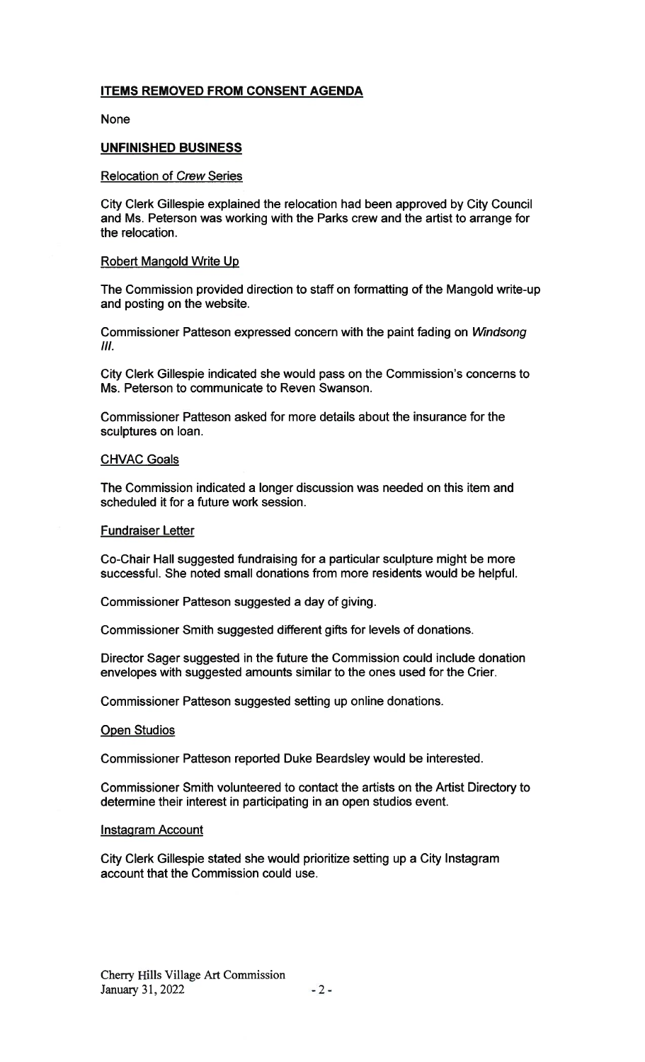## ITEMS REMOVED FROM CONSENT AGENDA

None

## UNFINISHED BUSINESS

### Relocation of *Crew* Series

City Clerk Gillespie explained the relocation had been approved by City Council and Ms. Peterson was working with the Parks crew and the artist to arrange for the relocation.

### Robert Mangold Write Up

The Commission provided direction to staff on formatting of the Mangold write-up and posting on the website.

Commissioner Patteson expressed concern with the paint fading on *Windsong III*.

City Clerk Gillespie indicated she would pass on the Commission's concerns to Ms. Peterson to communicate to Reven Swanson.

Commissioner Patteson asked for more details about the insurance for the sculptures on loan.

### CHVAC Goals

The Commission indicated a longer discussion was needed on this item and scheduled it for a future work session.

### Fundraiser Letter

Co-Chair Hall suggested fundraising for a particular sculpture might be more successful. She noted small donations from more residents would be helpful.

Commissioner Patteson suggested a day of giving.

Commissioner Smith suggested different gifts for levels of donations.

Director Sager suggested in the future the Commission could include donation envelopes with suggested amounts similar to the ones used for the Crier.

Commissioner Patteson suggested setting up online donations.

### Open Studios

Commissioner Patteson reported Duke Beardsley would be interested.

Commissioner Smith volunteered to contact the artists on the Artist Directory to determine their interest in participating in an open studios event.

### Instagram Account

City Clerk Gillespie stated she would prioritize setting up a City Instagram account that the Commission could use.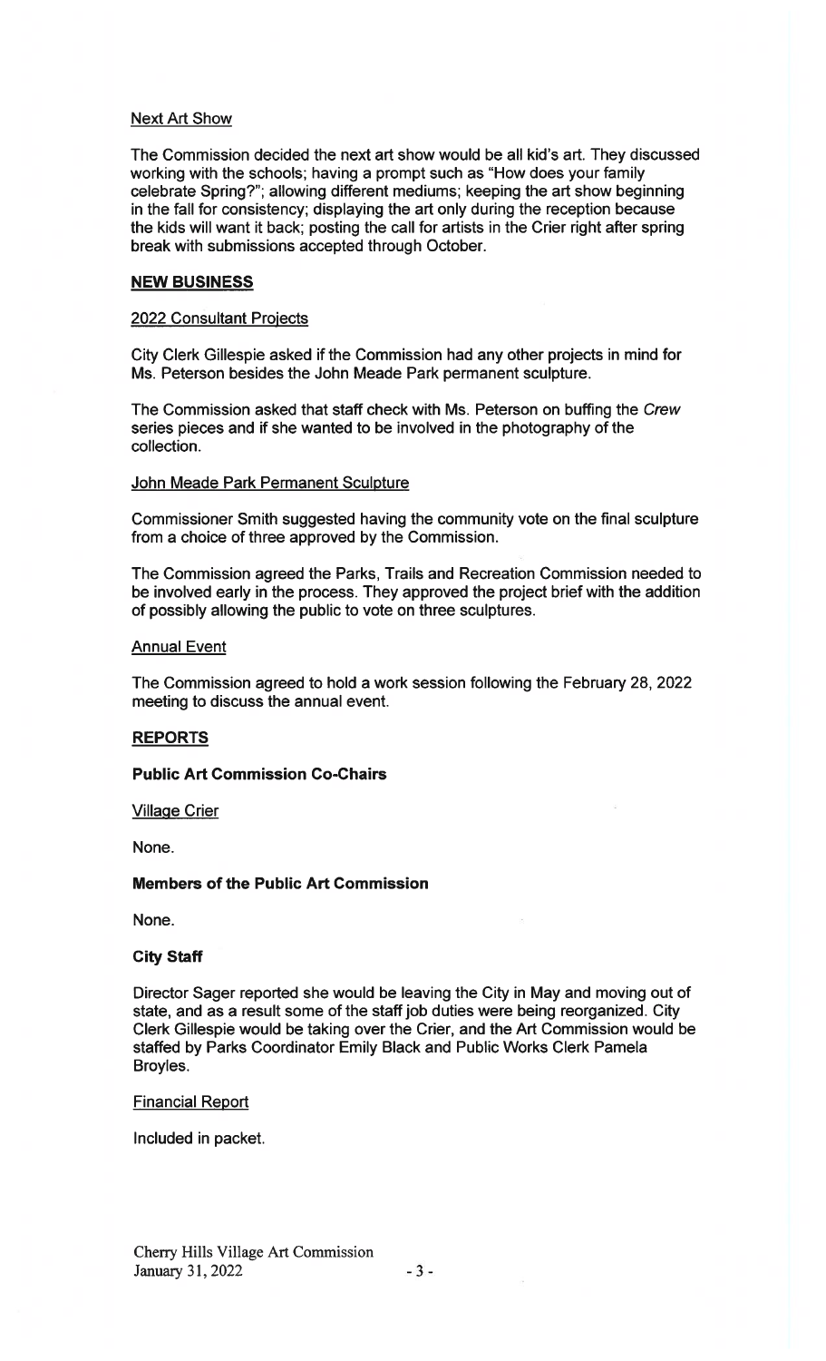Next Art Show

The Commission decided the next art show would be all kid's art. They discussed working with the schools; having a prompt such as "How does your family celebrate Spring?"; allowing different mediums; keeping the art show beginning in the fall for consistency; displaying the art only during the reception because the kids will want it back; posting the call for artists in the Crier right after spring break with submissions accepted through October.

## NEW BUSINESS

2022 Consultant Projects

City Clerk Gillespie asked if the Commission had any other projects in mind for Ms. Peterson besides the John Meade Park permanent sculpture.

The Commission asked that staff check with Ms. Peterson on buffing the *Crew* series pieces and if she wanted to be involved in the photography of the collection.

John Meade Park Permanent Sculpture

Commissioner Smith suggested having the community vote on the final sculpture from a choice of three approved by the Commission.

The Commission agreed the Parks, Trails and Recreation Commission needed to be involved early in the process. They approved the project brief with the addition of possibly allowing the public to vote on three sculptures.

Annual Event

The Commission agreed to hold a work session following the February 28, 2022 meeting to discuss the annual event.

## REPORTS

**Public Art Commission Co-Chairs**

Village Crier

None.

**Members of the Public Art Commission**

None.

**City Staff**

Director Sager reported she would be leaving the City in May and moving out of state, and as a result some of the staff job duties were being reorganized. City Clerk Gillespie would be taking over the Crier, and the Art Commission would be staffed by Parks Coordinator Emily Black and Public Works Clerk Pamela Broyles.

Financial Report

Included in packet.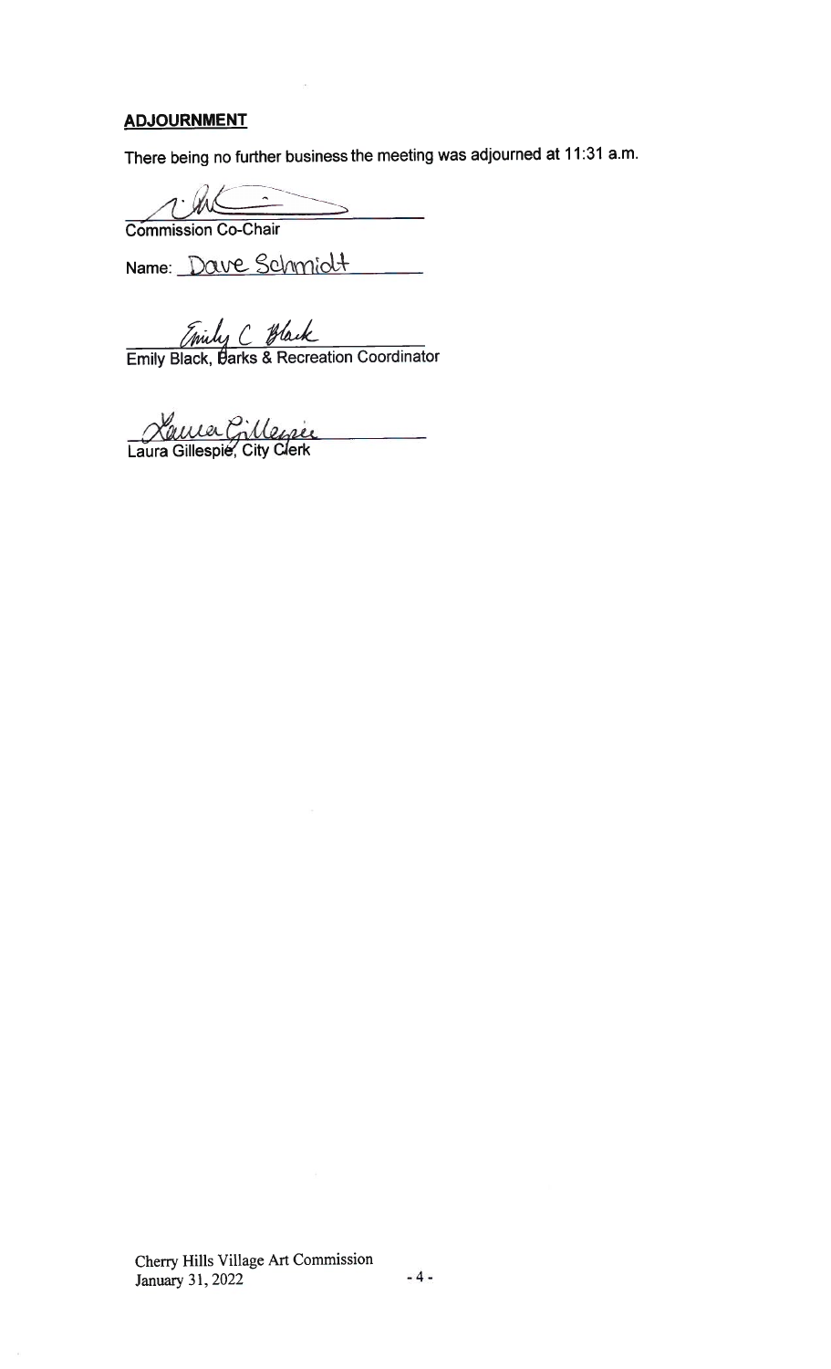**ADJOURNMENT**

There being no further business the meeting was adjourned at 11:31 a.m.

Commission Co-Chair

Name: Dave Schmidt

Emily Black, Parks & Recreation Coordinator

Laura Gillespie, City Clerk

Cherry Hills Village Art Commission
January 31, 2022